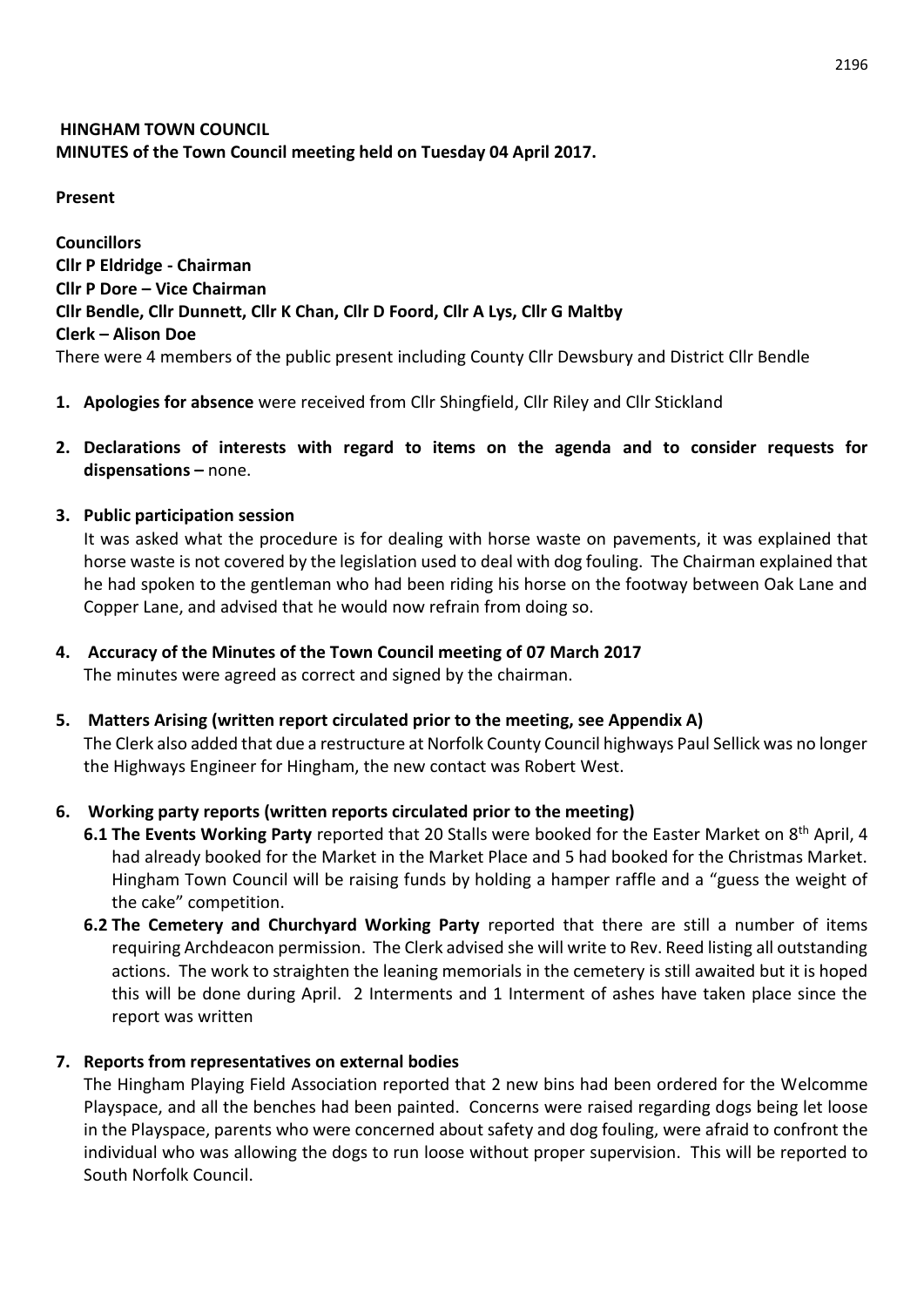**HINGHAM TOWN COUNCIL**
**MINUTES of the Town Council meeting held on Tuesday 04 April 2017.**

**Present**

**Councillors**
**Cllr P Eldridge - Chairman**
**Cllr P Dore – Vice Chairman**
**Cllr Bendle, Cllr Dunnett, Cllr K Chan, Cllr D Foord, Cllr A Lys, Cllr G Maltby**
**Clerk – Alison Doe**
There were 4 members of the public present including County Cllr Dewsbury and District Cllr Bendle

1. **Apologies for absence** were received from Cllr Shingfield, Cllr Riley and Cllr Stickland

2. **Declarations of interests with regard to items on the agenda and to consider requests for dispensations –** none.

3. **Public participation session**
   It was asked what the procedure is for dealing with horse waste on pavements, it was explained that horse waste is not covered by the legislation used to deal with dog fouling. The Chairman explained that he had spoken to the gentleman who had been riding his horse on the footway between Oak Lane and Copper Lane, and advised that he would now refrain from doing so.

4. **Accuracy of the Minutes of the Town Council meeting of 07 March 2017**
   The minutes were agreed as correct and signed by the chairman.

5. **Matters Arising (written report circulated prior to the meeting, see Appendix A)**
   The Clerk also added that due a restructure at Norfolk County Council highways Paul Sellick was no longer the Highways Engineer for Hingham, the new contact was Robert West.

6. **Working party reports (written reports circulated prior to the meeting)**
   - **6.1 The Events Working Party** reported that 20 Stalls were booked for the Easter Market on 8th April, 4 had already booked for the Market in the Market Place and 5 had booked for the Christmas Market. Hingham Town Council will be raising funds by holding a hamper raffle and a "guess the weight of the cake" competition.
   - **6.2 The Cemetery and Churchyard Working Party** reported that there are still a number of items requiring Archdeacon permission. The Clerk advised she will write to Rev. Reed listing all outstanding actions. The work to straighten the leaning memorials in the cemetery is still awaited but it is hoped this will be done during April. 2 Interments and 1 Interment of ashes have taken place since the report was written

7. **Reports from representatives on external bodies**
   The Hingham Playing Field Association reported that 2 new bins had been ordered for the Welcomme Playspace, and all the benches had been painted. Concerns were raised regarding dogs being let loose in the Playspace, parents who were concerned about safety and dog fouling, were afraid to confront the individual who was allowing the dogs to run loose without proper supervision. This will be reported to South Norfolk Council.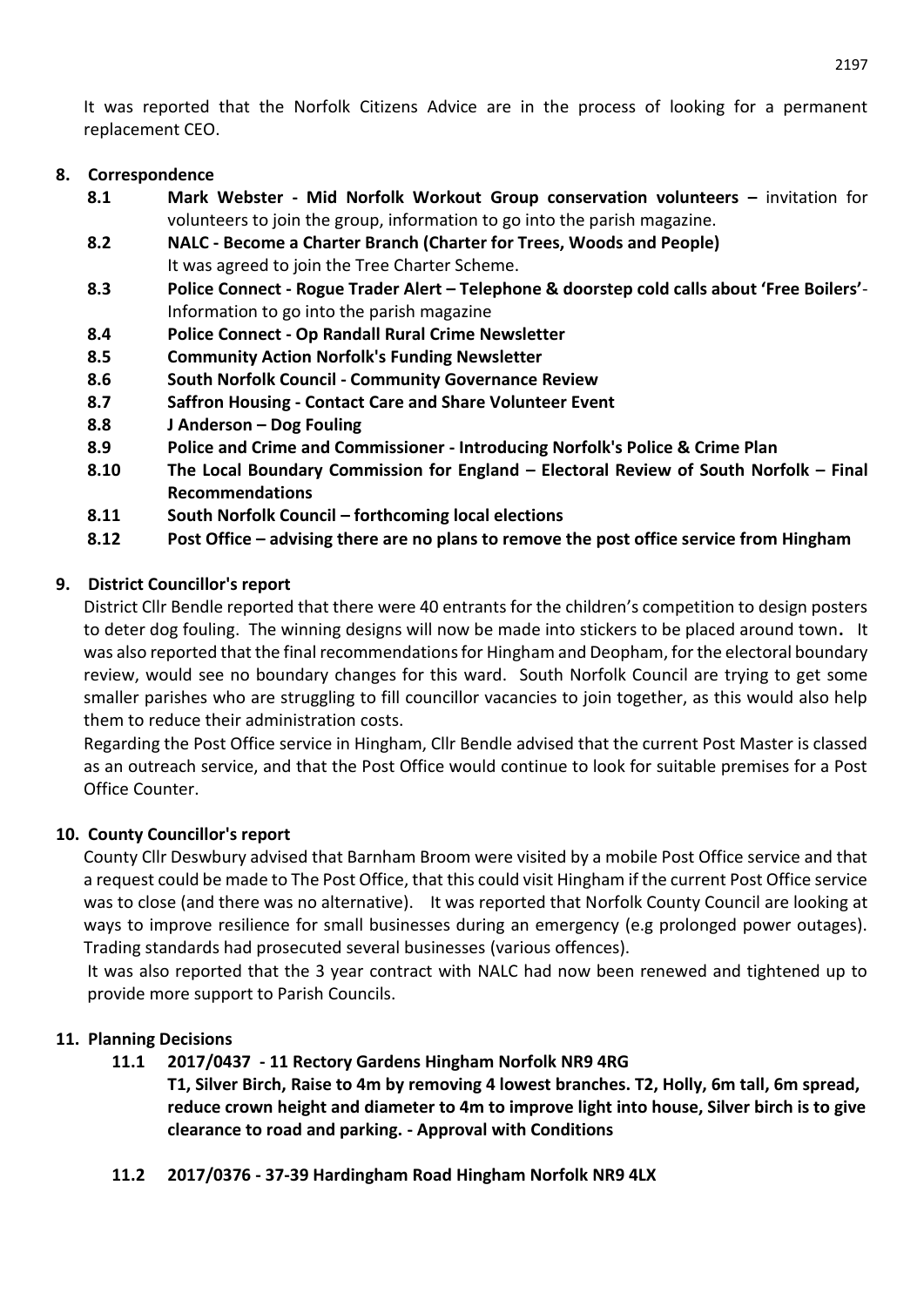It was reported that the Norfolk Citizens Advice are in the process of looking for a permanent replacement CEO.

## 8. Correspondence

- **8.1 Mark Webster - Mid Norfolk Workout Group conservation volunteers –** invitation for volunteers to join the group, information to go into the parish magazine.
- **8.2 NALC - Become a Charter Branch (Charter for Trees, Woods and People)**
  It was agreed to join the Tree Charter Scheme.
- **8.3 Police Connect - Rogue Trader Alert – Telephone & doorstep cold calls about 'Free Boilers'**- Information to go into the parish magazine
- **8.4 Police Connect - Op Randall Rural Crime Newsletter**
- **8.5 Community Action Norfolk's Funding Newsletter**
- **8.6 South Norfolk Council - Community Governance Review**
- **8.7 Saffron Housing - Contact Care and Share Volunteer Event**
- **8.8 J Anderson – Dog Fouling**
- **8.9 Police and Crime and Commissioner - Introducing Norfolk's Police & Crime Plan**
- **8.10 The Local Boundary Commission for England – Electoral Review of South Norfolk – Final Recommendations**
- **8.11 South Norfolk Council – forthcoming local elections**
- **8.12 Post Office – advising there are no plans to remove the post office service from Hingham**

## 9. District Councillor's report

District Cllr Bendle reported that there were 40 entrants for the children's competition to design posters to deter dog fouling. The winning designs will now be made into stickers to be placed around town. It was also reported that the final recommendations for Hingham and Deopham, for the electoral boundary review, would see no boundary changes for this ward. South Norfolk Council are trying to get some smaller parishes who are struggling to fill councillor vacancies to join together, as this would also help them to reduce their administration costs.

Regarding the Post Office service in Hingham, Cllr Bendle advised that the current Post Master is classed as an outreach service, and that the Post Office would continue to look for suitable premises for a Post Office Counter.

## 10. County Councillor's report

County Cllr Deswbury advised that Barnham Broom were visited by a mobile Post Office service and that a request could be made to The Post Office, that this could visit Hingham if the current Post Office service was to close (and there was no alternative). It was reported that Norfolk County Council are looking at ways to improve resilience for small businesses during an emergency (e.g prolonged power outages). Trading standards had prosecuted several businesses (various offences).

It was also reported that the 3 year contract with NALC had now been renewed and tightened up to provide more support to Parish Councils.

## 11. Planning Decisions

**11.1 2017/0437 - 11 Rectory Gardens Hingham Norfolk NR9 4RG**
**T1, Silver Birch, Raise to 4m by removing 4 lowest branches. T2, Holly, 6m tall, 6m spread, reduce crown height and diameter to 4m to improve light into house, Silver birch is to give clearance to road and parking. - Approval with Conditions**

**11.2 2017/0376 - 37-39 Hardingham Road Hingham Norfolk NR9 4LX**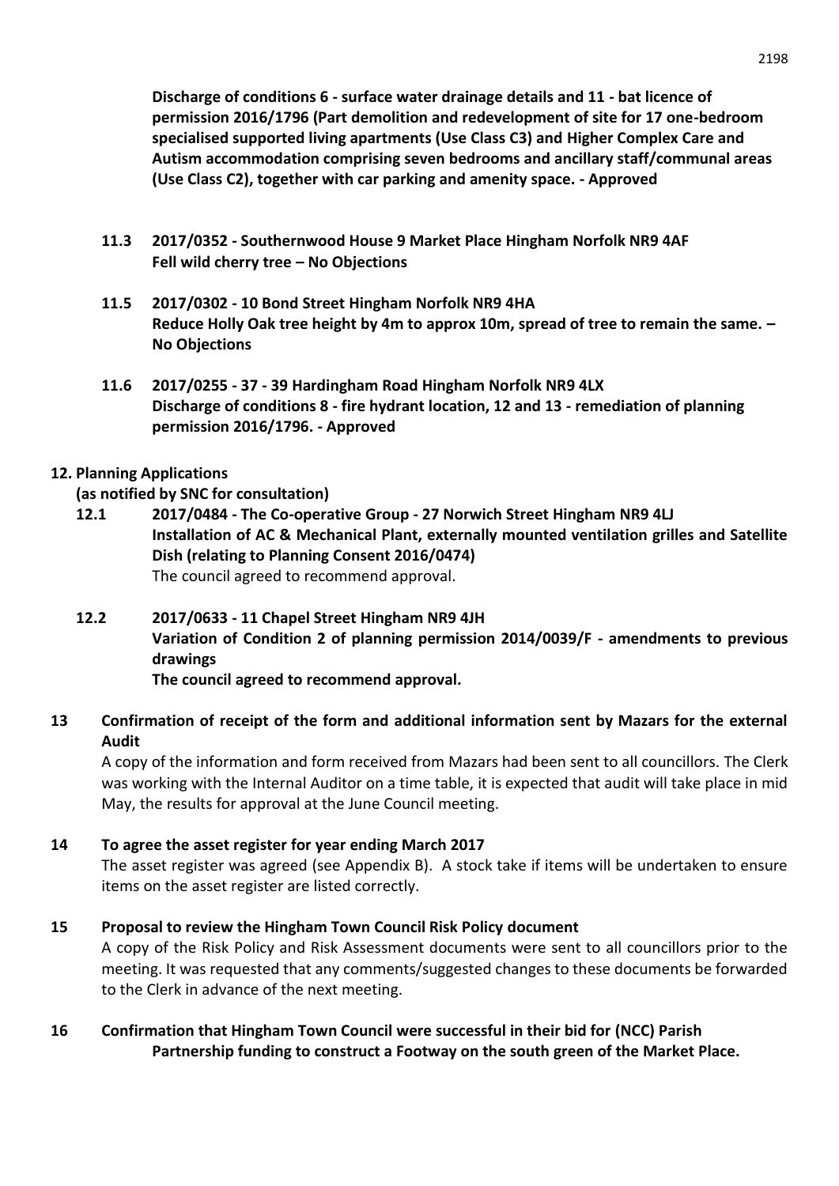**Discharge of conditions 6 - surface water drainage details and 11 - bat licence of permission 2016/1796 (Part demolition and redevelopment of site for 17 one-bedroom specialised supported living apartments (Use Class C3) and Higher Complex Care and Autism accommodation comprising seven bedrooms and ancillary staff/communal areas (Use Class C2), together with car parking and amenity space. - Approved**

**11.3 2017/0352 - Southernwood House 9 Market Place Hingham Norfolk NR9 4AF**
**Fell wild cherry tree – No Objections**

**11.5 2017/0302 - 10 Bond Street Hingham Norfolk NR9 4HA**
**Reduce Holly Oak tree height by 4m to approx 10m, spread of tree to remain the same. – No Objections**

**11.6 2017/0255 - 37 - 39 Hardingham Road Hingham Norfolk NR9 4LX**
**Discharge of conditions 8 - fire hydrant location, 12 and 13 - remediation of planning permission 2016/1796. - Approved**

## 12. Planning Applications

**(as notified by SNC for consultation)**

**12.1 2017/0484 - The Co-operative Group - 27 Norwich Street Hingham NR9 4LJ**
**Installation of AC & Mechanical Plant, externally mounted ventilation grilles and Satellite Dish (relating to Planning Consent 2016/0474)**
The council agreed to recommend approval.

**12.2 2017/0633 - 11 Chapel Street Hingham NR9 4JH**
**Variation of Condition 2 of planning permission 2014/0039/F - amendments to previous drawings**
**The council agreed to recommend approval.**

## 13 Confirmation of receipt of the form and additional information sent by Mazars for the external Audit

A copy of the information and form received from Mazars had been sent to all councillors. The Clerk was working with the Internal Auditor on a time table, it is expected that audit will take place in mid May, the results for approval at the June Council meeting.

## 14 To agree the asset register for year ending March 2017

The asset register was agreed (see Appendix B). A stock take if items will be undertaken to ensure items on the asset register are listed correctly.

## 15 Proposal to review the Hingham Town Council Risk Policy document

A copy of the Risk Policy and Risk Assessment documents were sent to all councillors prior to the meeting. It was requested that any comments/suggested changes to these documents be forwarded to the Clerk in advance of the next meeting.

## 16 Confirmation that Hingham Town Council were successful in their bid for (NCC) Parish Partnership funding to construct a Footway on the south green of the Market Place.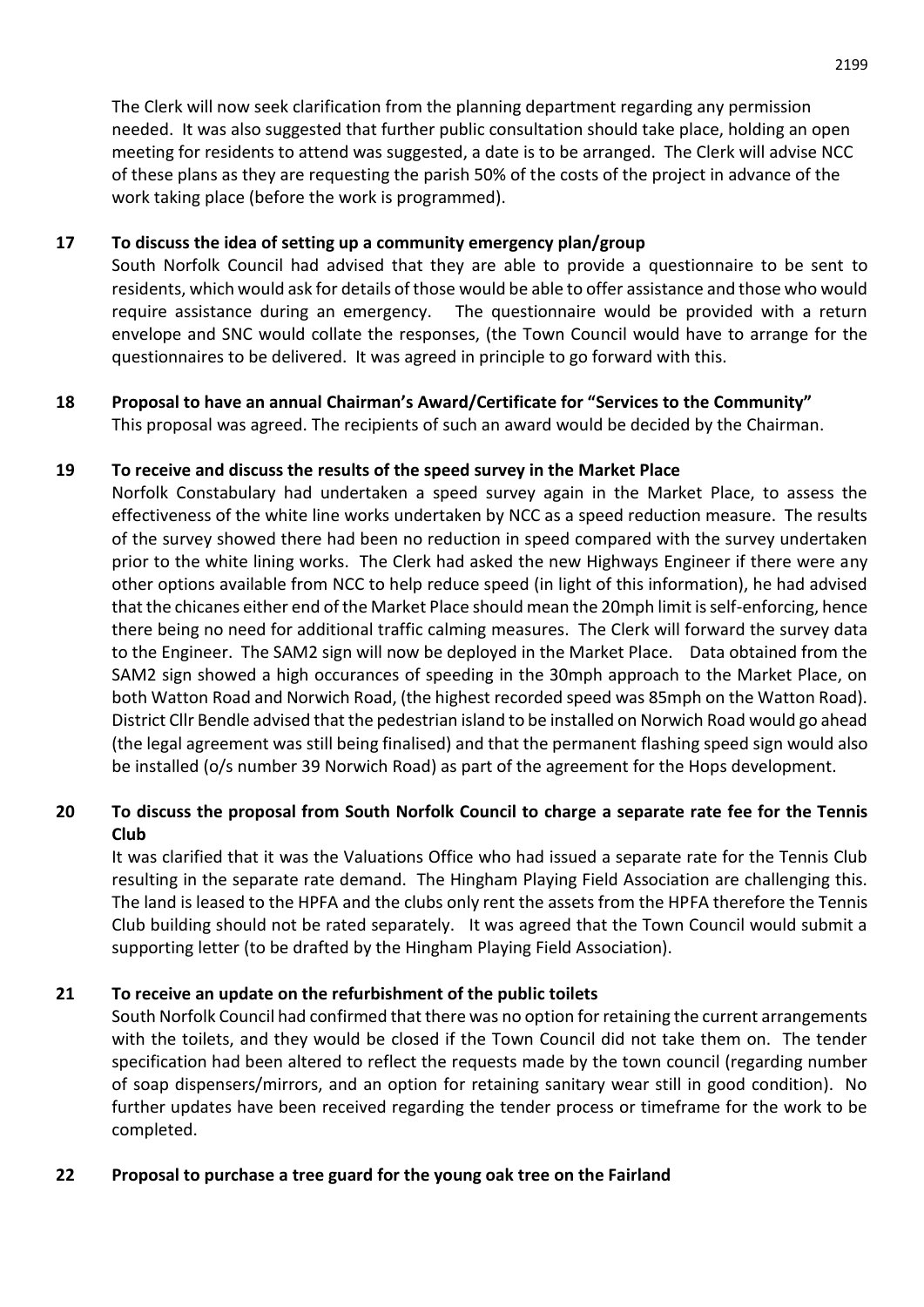The Clerk will now seek clarification from the planning department regarding any permission needed. It was also suggested that further public consultation should take place, holding an open meeting for residents to attend was suggested, a date is to be arranged. The Clerk will advise NCC of these plans as they are requesting the parish 50% of the costs of the project in advance of the work taking place (before the work is programmed).

**17 To discuss the idea of setting up a community emergency plan/group**

South Norfolk Council had advised that they are able to provide a questionnaire to be sent to residents, which would ask for details of those would be able to offer assistance and those who would require assistance during an emergency. The questionnaire would be provided with a return envelope and SNC would collate the responses, (the Town Council would have to arrange for the questionnaires to be delivered. It was agreed in principle to go forward with this.

**18 Proposal to have an annual Chairman's Award/Certificate for "Services to the Community"**

This proposal was agreed. The recipients of such an award would be decided by the Chairman.

**19 To receive and discuss the results of the speed survey in the Market Place**

Norfolk Constabulary had undertaken a speed survey again in the Market Place, to assess the effectiveness of the white line works undertaken by NCC as a speed reduction measure. The results of the survey showed there had been no reduction in speed compared with the survey undertaken prior to the white lining works. The Clerk had asked the new Highways Engineer if there were any other options available from NCC to help reduce speed (in light of this information), he had advised that the chicanes either end of the Market Place should mean the 20mph limit is self-enforcing, hence there being no need for additional traffic calming measures. The Clerk will forward the survey data to the Engineer. The SAM2 sign will now be deployed in the Market Place. Data obtained from the SAM2 sign showed a high occurances of speeding in the 30mph approach to the Market Place, on both Watton Road and Norwich Road, (the highest recorded speed was 85mph on the Watton Road). District Cllr Bendle advised that the pedestrian island to be installed on Norwich Road would go ahead (the legal agreement was still being finalised) and that the permanent flashing speed sign would also be installed (o/s number 39 Norwich Road) as part of the agreement for the Hops development.

**20 To discuss the proposal from South Norfolk Council to charge a separate rate fee for the Tennis Club**

It was clarified that it was the Valuations Office who had issued a separate rate for the Tennis Club resulting in the separate rate demand. The Hingham Playing Field Association are challenging this. The land is leased to the HPFA and the clubs only rent the assets from the HPFA therefore the Tennis Club building should not be rated separately. It was agreed that the Town Council would submit a supporting letter (to be drafted by the Hingham Playing Field Association).

**21 To receive an update on the refurbishment of the public toilets**

South Norfolk Council had confirmed that there was no option for retaining the current arrangements with the toilets, and they would be closed if the Town Council did not take them on. The tender specification had been altered to reflect the requests made by the town council (regarding number of soap dispensers/mirrors, and an option for retaining sanitary wear still in good condition). No further updates have been received regarding the tender process or timeframe for the work to be completed.

**22 Proposal to purchase a tree guard for the young oak tree on the Fairland**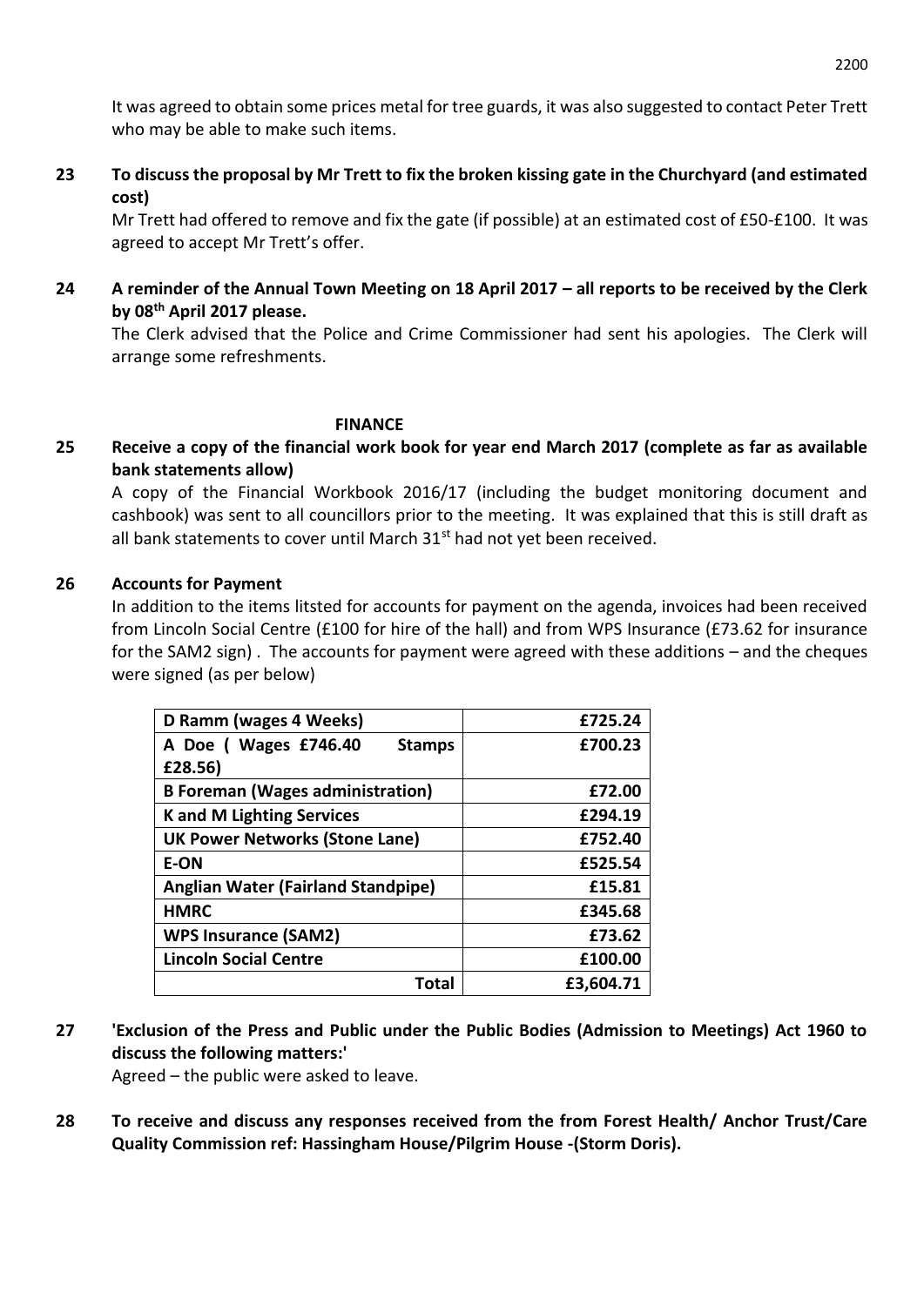It was agreed to obtain some prices metal for tree guards, it was also suggested to contact Peter Trett who may be able to make such items.

**23 To discuss the proposal by Mr Trett to fix the broken kissing gate in the Churchyard (and estimated cost)**

Mr Trett had offered to remove and fix the gate (if possible) at an estimated cost of £50-£100. It was agreed to accept Mr Trett's offer.

**24 A reminder of the Annual Town Meeting on 18 April 2017 – all reports to be received by the Clerk by 08th April 2017 please.**

The Clerk advised that the Police and Crime Commissioner had sent his apologies. The Clerk will arrange some refreshments.

## FINANCE

**25 Receive a copy of the financial work book for year end March 2017 (complete as far as available bank statements allow)**

A copy of the Financial Workbook 2016/17 (including the budget monitoring document and cashbook) was sent to all councillors prior to the meeting. It was explained that this is still draft as all bank statements to cover until March 31st had not yet been received.

**26 Accounts for Payment**

In addition to the items litsted for accounts for payment on the agenda, invoices had been received from Lincoln Social Centre (£100 for hire of the hall) and from WPS Insurance (£73.62 for insurance for the SAM2 sign) . The accounts for payment were agreed with these additions – and the cheques were signed (as per below)

| | |
|---|---:|
| **D Ramm (wages 4 Weeks)** | **£725.24** |
| **A Doe ( Wages £746.40 Stamps £28.56)** | **£700.23** |
| **B Foreman (Wages administration)** | **£72.00** |
| **K and M Lighting Services** | **£294.19** |
| **UK Power Networks (Stone Lane)** | **£752.40** |
| **E-ON** | **£525.54** |
| **Anglian Water (Fairland Standpipe)** | **£15.81** |
| **HMRC** | **£345.68** |
| **WPS Insurance (SAM2)** | **£73.62** |
| **Lincoln Social Centre** | **£100.00** |
| **Total** | **£3,604.71** |

**27 'Exclusion of the Press and Public under the Public Bodies (Admission to Meetings) Act 1960 to discuss the following matters:'**

Agreed – the public were asked to leave.

**28 To receive and discuss any responses received from the from Forest Health/ Anchor Trust/Care Quality Commission ref: Hassingham House/Pilgrim House -(Storm Doris).**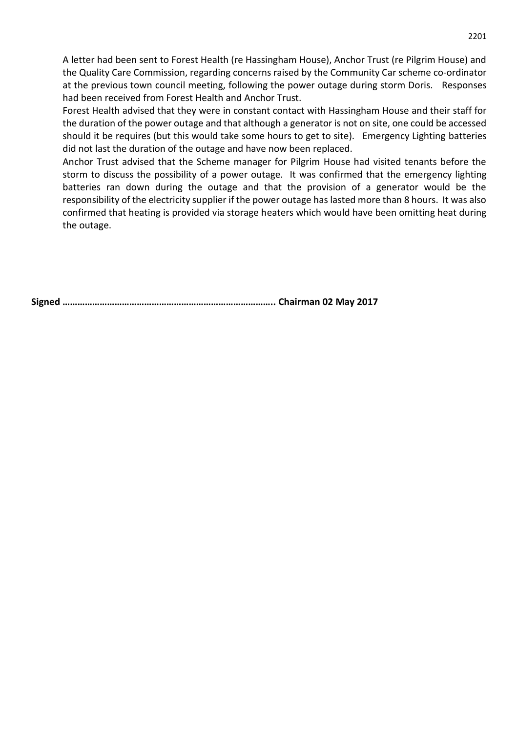A letter had been sent to Forest Health (re Hassingham House), Anchor Trust (re Pilgrim House) and the Quality Care Commission, regarding concerns raised by the Community Car scheme co-ordinator at the previous town council meeting, following the power outage during storm Doris. Responses had been received from Forest Health and Anchor Trust.

Forest Health advised that they were in constant contact with Hassingham House and their staff for the duration of the power outage and that although a generator is not on site, one could be accessed should it be requires (but this would take some hours to get to site). Emergency Lighting batteries did not last the duration of the outage and have now been replaced.

Anchor Trust advised that the Scheme manager for Pilgrim House had visited tenants before the storm to discuss the possibility of a power outage. It was confirmed that the emergency lighting batteries ran down during the outage and that the provision of a generator would be the responsibility of the electricity supplier if the power outage has lasted more than 8 hours. It was also confirmed that heating is provided via storage heaters which would have been omitting heat during the outage.

**Signed ………………………………………………………………………….. Chairman 02 May 2017**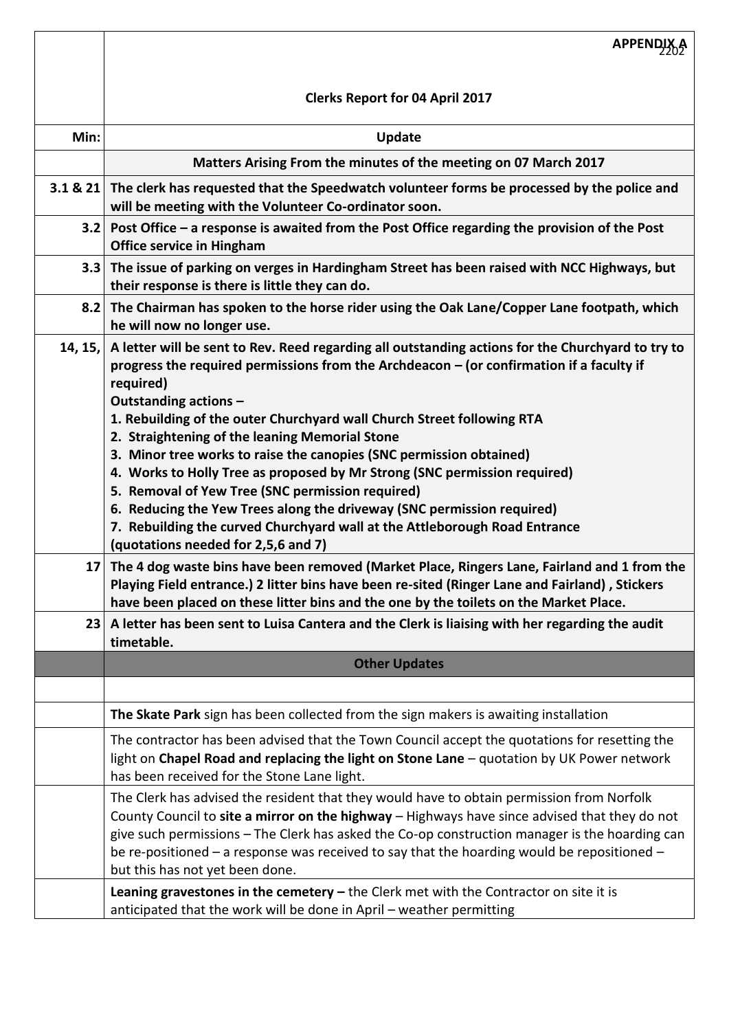APPENDIX A

| | Clerks Report for 04 April 2017 |
|---|---|
| **Min:** | **Update** |
| | **Matters Arising From the minutes of the meeting on 07 March 2017** |
| **3.1 & 21** | **The clerk has requested that the Speedwatch volunteer forms be processed by the police and will be meeting with the Volunteer Co-ordinator soon.** |
| **3.2** | **Post Office – a response is awaited from the Post Office regarding the provision of the Post Office service in Hingham** |
| **3.3** | **The issue of parking on verges in Hardingham Street has been raised with NCC Highways, but their response is there is little they can do.** |
| **8.2** | **The Chairman has spoken to the horse rider using the Oak Lane/Copper Lane footpath, which he will now no longer use.** |
| **14, 15,** | **A letter will be sent to Rev. Reed regarding all outstanding actions for the Churchyard to try to progress the required permissions from the Archdeacon – (or confirmation if a faculty if required)**<br>**Outstanding actions –**<br>**1. Rebuilding of the outer Churchyard wall Church Street following RTA**<br>**2. Straightening of the leaning Memorial Stone**<br>**3. Minor tree works to raise the canopies (SNC permission obtained)**<br>**4. Works to Holly Tree as proposed by Mr Strong (SNC permission required)**<br>**5. Removal of Yew Tree (SNC permission required)**<br>**6. Reducing the Yew Trees along the driveway (SNC permission required)**<br>**7. Rebuilding the curved Churchyard wall at the Attleborough Road Entrance**<br>**(quotations needed for 2,5,6 and 7)** |
| **17** | **The 4 dog waste bins have been removed (Market Place, Ringers Lane, Fairland and 1 from the Playing Field entrance.) 2 litter bins have been re-sited (Ringer Lane and Fairland) , Stickers have been placed on these litter bins and the one by the toilets on the Market Place.** |
| **23** | **A letter has been sent to Luisa Cantera and the Clerk is liaising with her regarding the audit timetable.** |
| | **Other Updates** |
| | |
| | **The Skate Park** sign has been collected from the sign makers is awaiting installation |
| | The contractor has been advised that the Town Council accept the quotations for resetting the light on **Chapel Road and replacing the light on Stone Lane** – quotation by UK Power network has been received for the Stone Lane light. |
| | The Clerk has advised the resident that they would have to obtain permission from Norfolk County Council to **site a mirror on the highway** – Highways have since advised that they do not give such permissions – The Clerk has asked the Co-op construction manager is the hoarding can be re-positioned – a response was received to say that the hoarding would be repositioned – but this has not yet been done. |
| | **Leaning gravestones in the cemetery –** the Clerk met with the Contractor on site it is anticipated that the work will be done in April – weather permitting |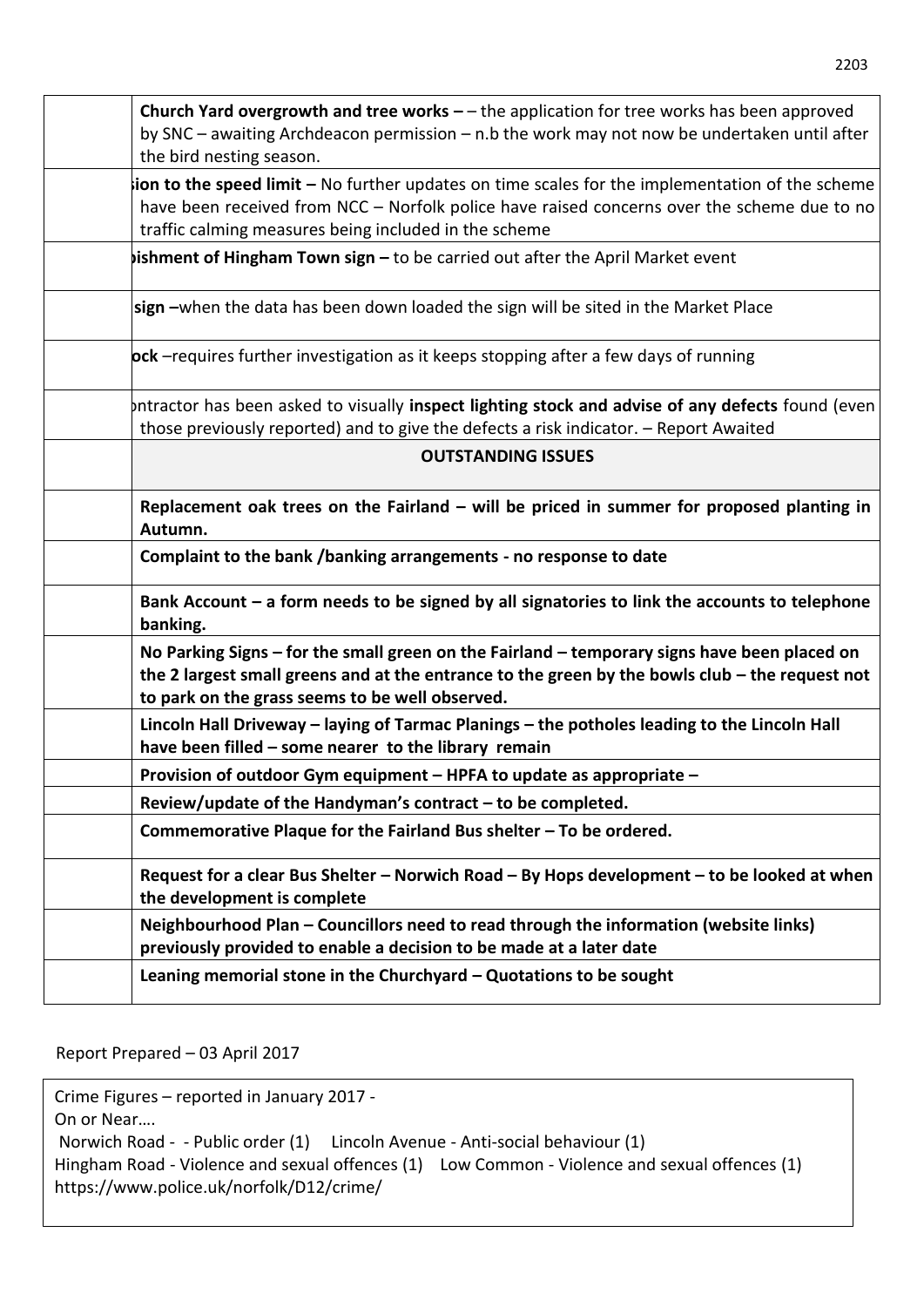| | |
|---|---|
| | **Church Yard overgrowth and tree works –** – the application for tree works has been approved by SNC – awaiting Archdeacon permission – n.b the work may not now be undertaken until after the bird nesting season. |
| | **ion to the speed limit –** No further updates on time scales for the implementation of the scheme have been received from NCC – Norfolk police have raised concerns over the scheme due to no traffic calming measures being included in the scheme |
| | **ishment of Hingham Town sign –** to be carried out after the April Market event |
| | **sign –**when the data has been down loaded the sign will be sited in the Market Place |
| | **ock** –requires further investigation as it keeps stopping after a few days of running |
| | ntractor has been asked to visually **inspect lighting stock and advise of any defects** found (even those previously reported) and to give the defects a risk indicator. – Report Awaited |
| | **OUTSTANDING ISSUES** |
| | **Replacement oak trees on the Fairland – will be priced in summer for proposed planting in Autumn.** |
| | **Complaint to the bank /banking arrangements - no response to date** |
| | **Bank Account – a form needs to be signed by all signatories to link the accounts to telephone banking.** |
| | **No Parking Signs – for the small green on the Fairland – temporary signs have been placed on the 2 largest small greens and at the entrance to the green by the bowls club – the request not to park on the grass seems to be well observed.** |
| | **Lincoln Hall Driveway – laying of Tarmac Planings – the potholes leading to the Lincoln Hall have been filled – some nearer to the library remain** |
| | **Provision of outdoor Gym equipment – HPFA to update as appropriate –** |
| | **Review/update of the Handyman's contract – to be completed.** |
| | **Commemorative Plaque for the Fairland Bus shelter – To be ordered.** |
| | **Request for a clear Bus Shelter – Norwich Road – By Hops development – to be looked at when the development is complete** |
| | **Neighbourhood Plan – Councillors need to read through the information (website links) previously provided to enable a decision to be made at a later date** |
| | **Leaning memorial stone in the Churchyard – Quotations to be sought** |

Report Prepared – 03 April 2017

Crime Figures – reported in January 2017 -
On or Near….
Norwich Road - - Public order (1) Lincoln Avenue - Anti-social behaviour (1)
Hingham Road - Violence and sexual offences (1) Low Common - Violence and sexual offences (1)
https://www.police.uk/norfolk/D12/crime/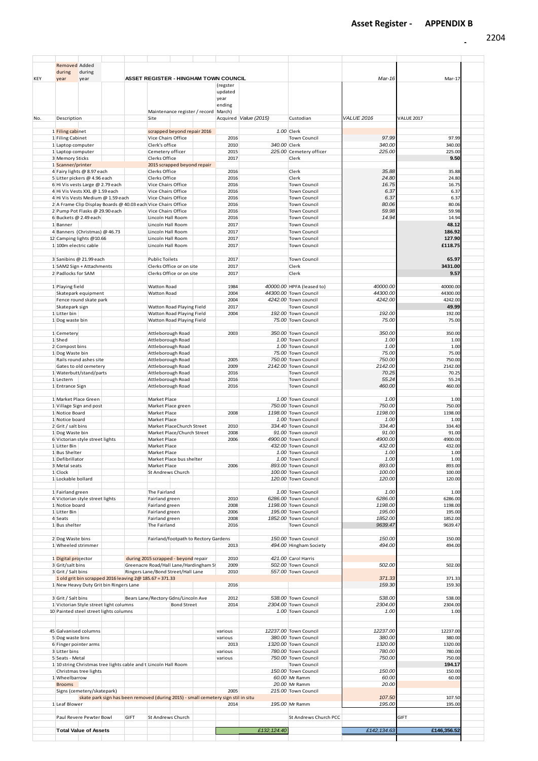**Asset Register - APPENDIX B**

2204

| KEY | Removed during year | Added during year | ASSET REGISTER - HINGHAM TOWN COUNCIL | | (regster updated year ending March) | | | Mar-16 | Mar-17 |
|---|---|---|---|---|---|---|---|---|---|
| | | | | Maintenance register / record | | | | | |
| No. | Description | | | Site | Acquired | Value (2015) | Custodian | VALUE 2016 | VALUE 2017 |
| 1 | Filing cabinet | | | scrapped beyond repair 2016 | | 1.00 | Clerk | | |
| 1 | Filing Cabinet | | | Vice Chairs Office | 2016 | | Town Council | 97.99 | 97.99 |
| 1 | Laptop computer | | | Clerk's office | 2010 | 340.00 | Clerk | 340.00 | 340.00 |
| 1 | Laptop computer | | | Cemetery officer | 2015 | 225.00 | Cemetery officer | 225.00 | 225.00 |
| 3 | Memory Sticks | | | Clerks Office | 2017 | | Clerk | | 9.50 |
| 1 | Scanner/printer | | | 2015 scrapped beyond repair | | | | | |
| 4 | Fairy lights @ 8.97 each | | | Clerks Office | 2016 | | Clerk | 35.88 | 35.88 |
| 5 | Litter pickers @ 4.96 each | | | Clerks Office | 2016 | | Clerk | 24.80 | 24.80 |
| 6 | Hi Vis vests Large @ 2.79 each | | | Vice Chairs Office | 2016 | | Town Council | 16.75 | 16.75 |
| 4 | Hi Vis Vests XXL @ 1.59 each | | | Vice Chairs Office | 2016 | | Town Council | 6.37 | 6.37 |
| 4 | Hi Vis Vests Medium @ 1.59 each | | | Vice Chairs Office | 2016 | | Town Council | 6.37 | 6.37 |
| 2 | A Frame Clip Display Boards @ 40.03 each | | | Vice Chairs Office | 2016 | | Town Council | 80.06 | 80.06 |
| 2 | Pump Pot Flasks @ 29.90 each | | | Vice Chairs Office | 2016 | | Town Council | 59.98 | 59.98 |
| 6 | Buckets @ 2.49 each | | | Lincoln Hall Room | 2016 | | Town Council | 14.94 | 14.94 |
| 1 | Banner | | | Lincoln Hall Room | 2017 | | Town Council | | 48.12 |
| 4 | Banners (Christmas) @ 46.73 | | | Lincoln Hall Room | 2017 | | Town Council | | 186.92 |
| 12 | Camping lights @10.66 | | | Lincoln Hall Room | 2017 | | Town Council | | 127.90 |
| 1 | 100m electric cable | | | Lincoln Hall Room | 2017 | | Town Council | | £118.75 |
| 3 | Sanibins @ 21.99 each | | | Public Toilets | 2017 | | Town Council | | 65.97 |
| 1 | SAM2 Sign + Attachments | | | Clerks Office or on site | 2017 | | Clerk | | 3431.00 |
| 2 | Padlocks for SAM | | | Clerks Office or on site | 2017 | | Clerk | | 9.57 |
| 1 | Playing field | | | Watton Road | 1984 | 40000.00 | HPFA (leased to) | 40000.00 | 40000.00 |
| | Skatepark equipment | | | Watton Road | 2004 | 44300.00 | Town Council | 44300.00 | 44300.00 |
| | Fence round skate park | | | | 2004 | 4242.00 | Town council | 4242.00 | 4242.00 |
| | Skatepark sign | | | Watton Road Playing Field | 2017 | | Town Council | | 49.99 |
| 1 | Litter bin | | | Watton Road Playing Field | 2004 | 192.00 | Town Council | 192.00 | 192.00 |
| 1 | Dog waste bin | | | Watton Road Playing Field | | 75.00 | Town Council | 75.00 | 75.00 |
| 1 | Cemetery | | | Attleborough Road | 2003 | 350.00 | Town Council | 350.00 | 350.00 |
| 1 | Shed | | | Attleborough Road | | 1.00 | Town Council | 1.00 | 1.00 |
| 2 | Compost bins | | | Attleborough Road | | 1.00 | Town Council | 1.00 | 1.00 |
| 1 | Dog Waste bin | | | Attleborough Road | | 75.00 | Town Council | 75.00 | 75.00 |
| | Rails round ashes site | | | Attleborough Road | 2005 | 750.00 | Town Council | 750.00 | 750.00 |
| | Gates to old cemetery | | | Attleborough Road | 2009 | 2142.00 | Town Council | 2142.00 | 2142.00 |
| 1 | Waterbutt/stand/parts | | | Attleborough Road | 2016 | | Town Council | 70.25 | 70.25 |
| 1 | Lectern | | | Attleborough Road | 2016 | | Town Council | 55.24 | 55.24 |
| 1 | Entrance Sign | | | Attleborough Road | 2016 | | Town Council | 460.00 | 460.00 |
| 1 | Market Place Green | | | Market Place | | 1.00 | Town Council | 1.00 | 1.00 |
| 1 | Village Sign and post | | | Market Place green | | 750.00 | Town Council | 750.00 | 750.00 |
| 1 | Notice Board | | | Market Place | 2008 | 1198.00 | Town Council | 1198.00 | 1198.00 |
| 1 | Notice board | | | Market Place | | 1.00 | Town Council | 1.00 | 1.00 |
| 2 | Grit / salt bins | | | Market PlaceChurch Street | 2010 | 334.40 | Town Council | 334.40 | 334.40 |
| 1 | Dog Waste bin | | | Market Place/Church Street | 2008 | 91.00 | Town council | 91.00 | 91.00 |
| 6 | Victorian style street lights | | | Market Place | 2006 | 4900.00 | Town Council | 4900.00 | 4900.00 |
| 1 | Litter Bin | | | Market Place | | 432.00 | Town Council | 432.00 | 432.00 |
| 1 | Bus Shelter | | | Market Place | | 1.00 | Town Council | 1.00 | 1.00 |
| 1 | Defibrillator | | | Market Place bus shelter | | 1.00 | Town Council | 1.00 | 1.00 |
| 3 | Metal seats | | | Market Place | 2006 | 893.00 | Town Council | 893.00 | 893.00 |
| 1 | Clock | | | St Andrews Church | | 100.00 | Town Council | 100.00 | 100.00 |
| 1 | Lockable bollard | | | | | 120.00 | Town Council | 120.00 | 120.00 |
| 1 | Fairland green | | | The Fairland | | 1.00 | Town Council | 1.00 | 1.00 |
| 4 | Victorian style street lights | | | Fairland green | 2010 | 6286.00 | Town Council | 6286.00 | 6286.00 |
| 1 | Notice board | | | Fairland green | 2008 | 1198.00 | Town Council | 1198.00 | 1198.00 |
| 1 | Litter Bin | | | Fairland green | 2006 | 195.00 | Town Council | 195.00 | 195.00 |
| 4 | Seats | | | Fairland green | 2008 | 1852.00 | Town Council | 1852.00 | 1852.00 |
| 1 | Bus shelter | | | The Fairland | 2016 | | Town Council | 9639.47 | 9639.47 |
| 2 | Dog Waste bins | | | Fairland/footpath to Rectory Gardens | | 150.00 | Town Council | 150.00 | 150.00 |
| 1 | Wheeled strimmer | | | | 2013 | 494.00 | Hingham Society | 494.00 | 494.00 |
| 1 | Digital projector | | | during 2015 scrapped - beyond repair | 2010 | 421.00 | Carol Harris | | |
| 3 | Grit/salt bins | | | Greenacre Road/Hall Lane/Hardingham St | 2009 | 502.00 | Town Council | 502.00 | 502.00 |
| 3 | Grit / Salt bins | | | Ringers Lane/Bond Street/Hall Lane | 2010 | 557.00 | Town Council | | |
| | 1 old grit bin scrapped 2016 leaving 2@ 185.67 = 371.33 | | | | | | | 371.33 | 371.33 |
| 1 | New Heavy Duty Grit bin Ringers Lane | | | | 2016 | | | 159.30 | 159.30 |
| 3 | Grit / Salt bins | | | Bears Lane/Rectory Gdns/Lincoln Ave | 2012 | 538.00 | Town Council | 538.00 | 538.00 |
| 1 | Victorian Style street light columns | | | Bond Street | 2014 | 2304.00 | Town Council | 2304.00 | 2304.00 |
| 10 | Painted steel street lights columns | | | | | 1.00 | Town Council | 1.00 | 1.00 |
| 45 | Galvanised columns | | | | various | 12237.00 | Town Council | 12237.00 | 12237.00 |
| 5 | Dog waste bins | | | | various | 380.00 | Town Council | 380.00 | 380.00 |
| 6 | Finger pointer arms | | | | 2013 | 1320.00 | Town Council | 1320.00 | 1320.00 |
| 3 | Litter bins | | | | various | 780.00 | Town Council | 780.00 | 780.00 |
| 5 | Seats - Metal | | | | various | 750.00 | Town Council | 750.00 | 750.00 |
| 1 | 10 string Christmas tree lights cable and t | | | Lincoln Hall Room | | | Town Council | | 194.17 |
| | Christmas tree lights | | | | | 150.00 | Town Council | 150.00 | 150.00 |
| 1 | Wheelbarrow | | | | | 60.00 | Mr Ramm | 60.00 | 60.00 |
| | Brooms | | | | | 20.00 | Mr Ramm | 20.00 | |
| | Signs (cemetery/skatepark) | | | | 2005 | 215.00 | Town Council | | |
| | skate park sign has been removed (during 2015) - small cemetery sign stil in situ | | | | | | | 107.50 | 107.50 |
| 1 | Leaf Blower | | | | 2014 | 195.00 | Mr Ramm | 195.00 | 195.00 |
| | Paul Revere Pewter Bowl | | GIFT | St Andrews Church | | | St Andrews Church PCC | | GIFT |
| | **Total Value of Assets** | | | | | £132,124.40 | | £142,134.63 | **£146,356.52** |